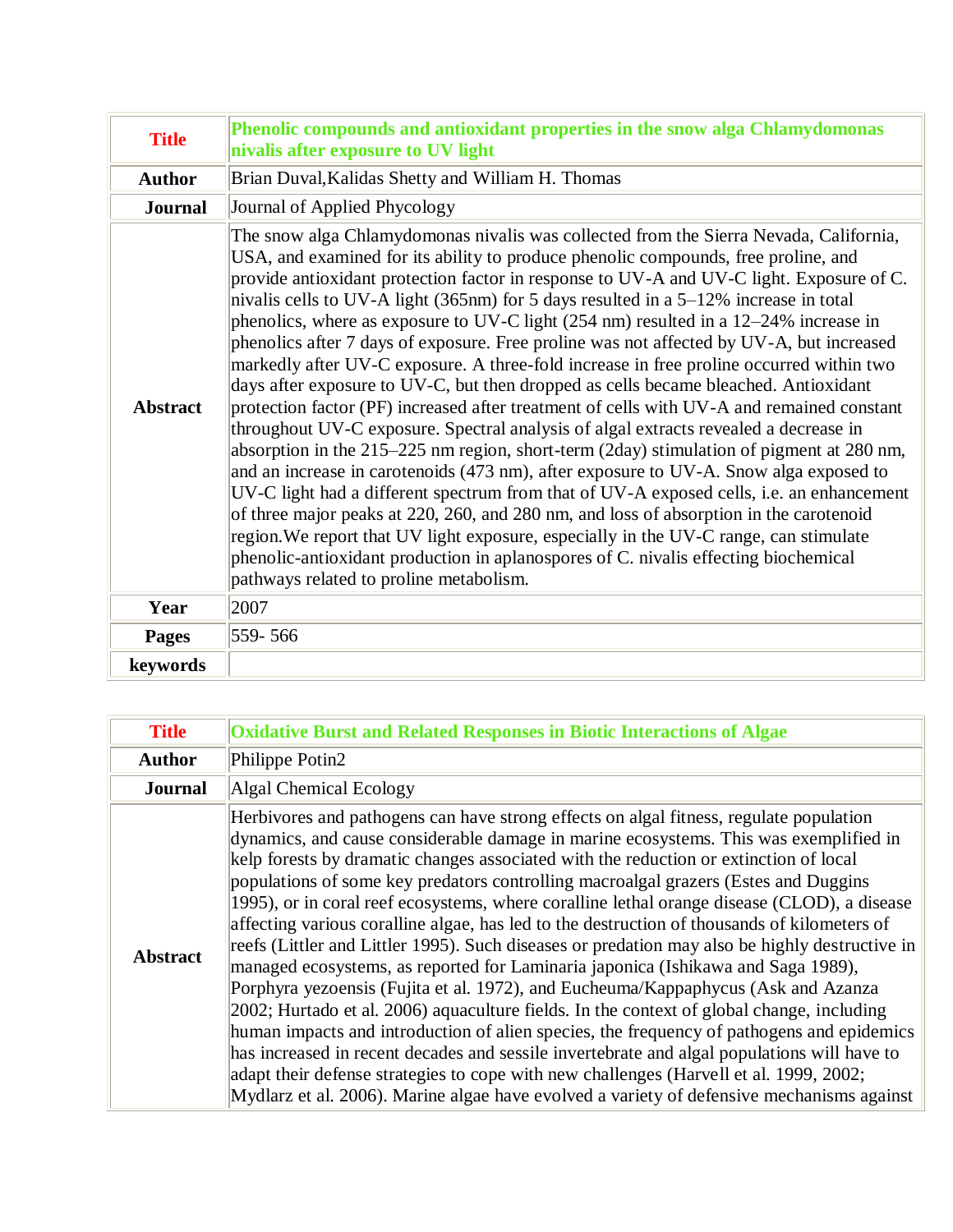| **Title** | **Phenolic compounds and antioxidant properties in the snow alga Chlamydomonas nivalis after exposure to UV light** |
|---|---|
| **Author** | Brian Duval,Kalidas Shetty and William H. Thomas |
| **Journal** | Journal of Applied Phycology |
| **Abstract** | The snow alga Chlamydomonas nivalis was collected from the Sierra Nevada, California, USA, and examined for its ability to produce phenolic compounds, free proline, and provide antioxidant protection factor in response to UV-A and UV-C light. Exposure of C. nivalis cells to UV-A light (365nm) for 5 days resulted in a 5–12% increase in total phenolics, where as exposure to UV-C light (254 nm) resulted in a 12–24% increase in phenolics after 7 days of exposure. Free proline was not affected by UV-A, but increased markedly after UV-C exposure. A three-fold increase in free proline occurred within two days after exposure to UV-C, but then dropped as cells became bleached. Antioxidant protection factor (PF) increased after treatment of cells with UV-A and remained constant throughout UV-C exposure. Spectral analysis of algal extracts revealed a decrease in absorption in the 215–225 nm region, short-term (2day) stimulation of pigment at 280 nm, and an increase in carotenoids (473 nm), after exposure to UV-A. Snow alga exposed to UV-C light had a different spectrum from that of UV-A exposed cells, i.e. an enhancement of three major peaks at 220, 260, and 280 nm, and loss of absorption in the carotenoid region.We report that UV light exposure, especially in the UV-C range, can stimulate phenolic-antioxidant production in aplanospores of C. nivalis effecting biochemical pathways related to proline metabolism. |
| **Year** | 2007 |
| **Pages** | 559- 566 |
| **keywords** | |

| **Title** | **Oxidative Burst and Related Responses in Biotic Interactions of Algae** |
|---|---|
| **Author** | Philippe Potin2 |
| **Journal** | Algal Chemical Ecology |
| **Abstract** | Herbivores and pathogens can have strong effects on algal fitness, regulate population dynamics, and cause considerable damage in marine ecosystems. This was exemplified in kelp forests by dramatic changes associated with the reduction or extinction of local populations of some key predators controlling macroalgal grazers (Estes and Duggins 1995), or in coral reef ecosystems, where coralline lethal orange disease (CLOD), a disease affecting various coralline algae, has led to the destruction of thousands of kilometers of reefs (Littler and Littler 1995). Such diseases or predation may also be highly destructive in managed ecosystems, as reported for Laminaria japonica (Ishikawa and Saga 1989), Porphyra yezoensis (Fujita et al. 1972), and Eucheuma/Kappaphycus (Ask and Azanza 2002; Hurtado et al. 2006) aquaculture fields. In the context of global change, including human impacts and introduction of alien species, the frequency of pathogens and epidemics has increased in recent decades and sessile invertebrate and algal populations will have to adapt their defense strategies to cope with new challenges (Harvell et al. 1999, 2002; Mydlarz et al. 2006). Marine algae have evolved a variety of defensive mechanisms against |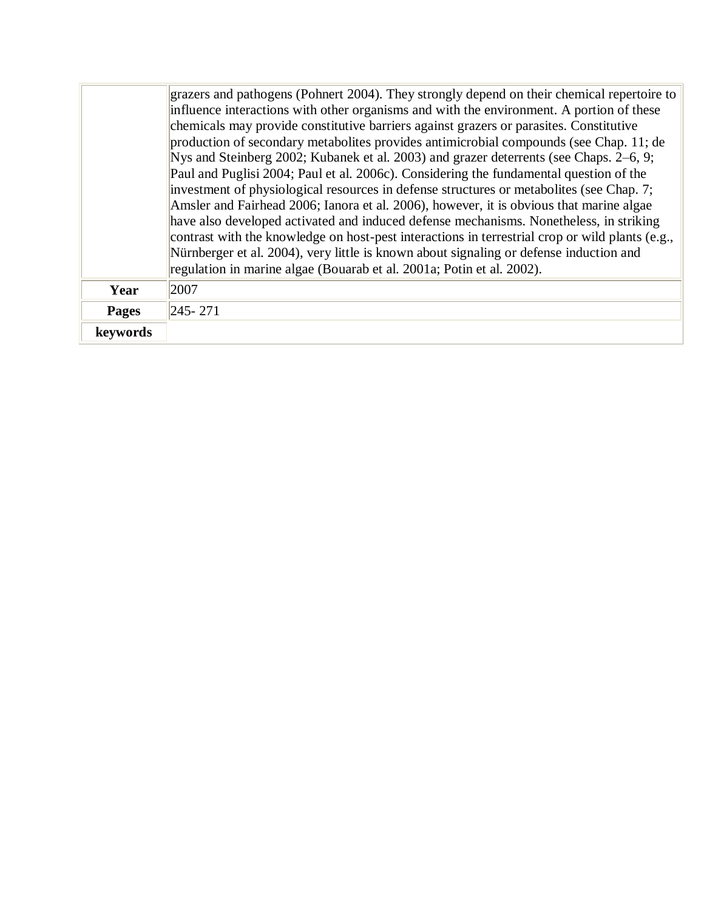| | |
|---|---|
| | grazers and pathogens (Pohnert 2004). They strongly depend on their chemical repertoire to influence interactions with other organisms and with the environment. A portion of these chemicals may provide constitutive barriers against grazers or parasites. Constitutive production of secondary metabolites provides antimicrobial compounds (see Chap. 11; de Nys and Steinberg 2002; Kubanek et al. 2003) and grazer deterrents (see Chaps. 2–6, 9; Paul and Puglisi 2004; Paul et al. 2006c). Considering the fundamental question of the investment of physiological resources in defense structures or metabolites (see Chap. 7; Amsler and Fairhead 2006; Ianora et al. 2006), however, it is obvious that marine algae have also developed activated and induced defense mechanisms. Nonetheless, in striking contrast with the knowledge on host-pest interactions in terrestrial crop or wild plants (e.g., Nürnberger et al. 2004), very little is known about signaling or defense induction and regulation in marine algae (Bouarab et al. 2001a; Potin et al. 2002). |
| **Year** | 2007 |
| **Pages** | 245- 271 |
| **keywords** | |